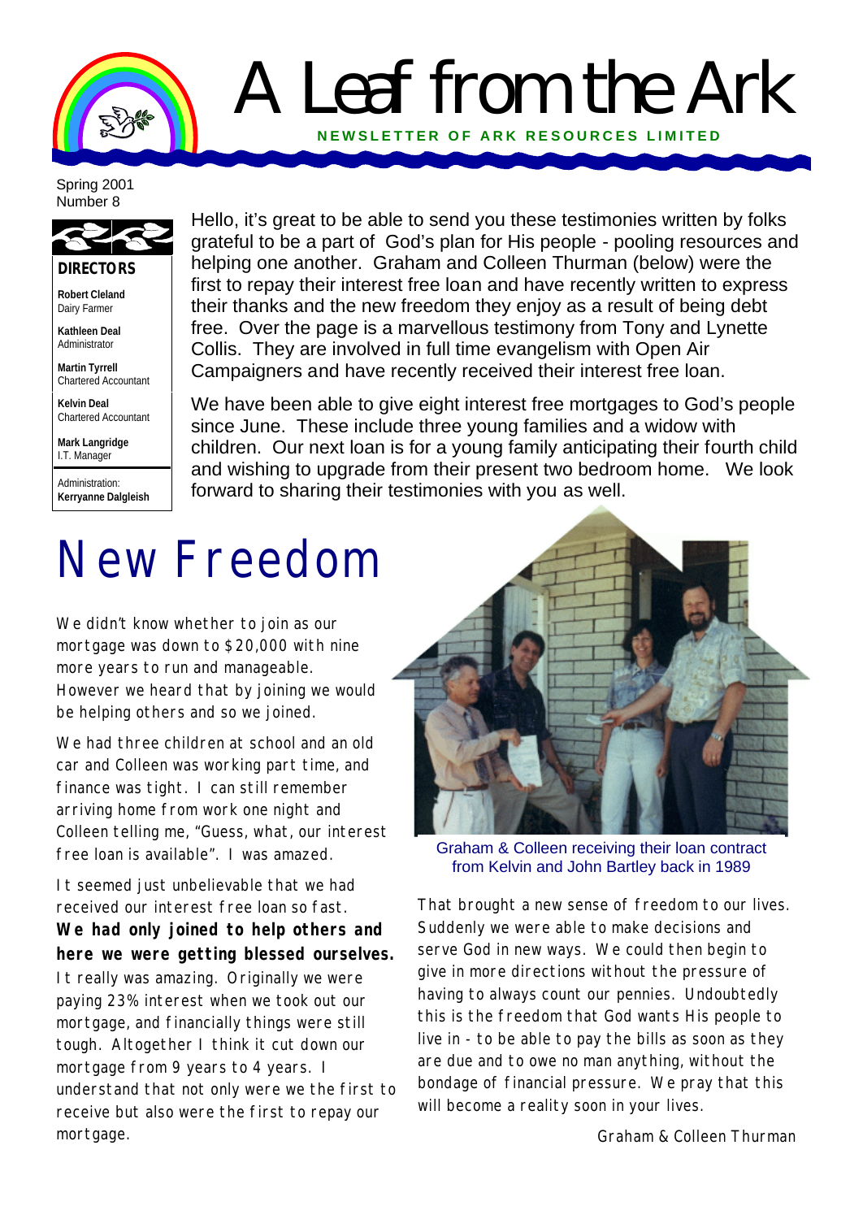# A Leaf from the Ark

**NEWSLETTER OF ARK RESOURCES LIMITED**

Spring 2001
Number 8

**DIRECTORS**

**Robert Cleland**
Dairy Farmer

**Kathleen Deal**
Administrator

**Martin Tyrrell**
Chartered Accountant

**Kelvin Deal**
Chartered Accountant

**Mark Langridge**
I.T. Manager

Administration:
**Kerryanne Dalgleish**

Hello, it's great to be able to send you these testimonies written by folks grateful to be a part of God's plan for His people - pooling resources and helping one another. Graham and Colleen Thurman (below) were the first to repay their interest free loan and have recently written to express their thanks and the new freedom they enjoy as a result of being debt free. Over the page is a marvellous testimony from Tony and Lynette Collis. They are involved in full time evangelism with Open Air Campaigners and have recently received their interest free loan.

We have been able to give eight interest free mortgages to God's people since June. These include three young families and a widow with children. Our next loan is for a young family anticipating their fourth child and wishing to upgrade from their present two bedroom home. We look forward to sharing their testimonies with you as well.

# New Freedom

We didn't know whether to join as our mortgage was down to $20,000 with nine more years to run and manageable. However we heard that by joining we would be helping others and so we joined.

We had three children at school and an old car and Colleen was working part time, and finance was tight. I can still remember arriving home from work one night and Colleen telling me, "Guess, what, our interest free loan is available". I was amazed.

It seemed just unbelievable that we had received our interest free loan so fast. **We had only joined to help others and here we were getting blessed ourselves.** It really was amazing. Originally we were paying 23% interest when we took out our mortgage, and financially things were still tough. Altogether I think it cut down our mortgage from 9 years to 4 years. I understand that not only were we the first to receive but also were the first to repay our mortgage.

Graham & Colleen receiving their loan contract from Kelvin and John Bartley back in 1989

That brought a new sense of freedom to our lives. Suddenly we were able to make decisions and serve God in new ways. We could then begin to give in more directions without the pressure of having to always count our pennies. Undoubtedly this is the freedom that God wants His people to live in - to be able to pay the bills as soon as they are due and to owe no man anything, without the bondage of financial pressure. We pray that this will become a reality soon in your lives.

*Graham & Colleen Thurman*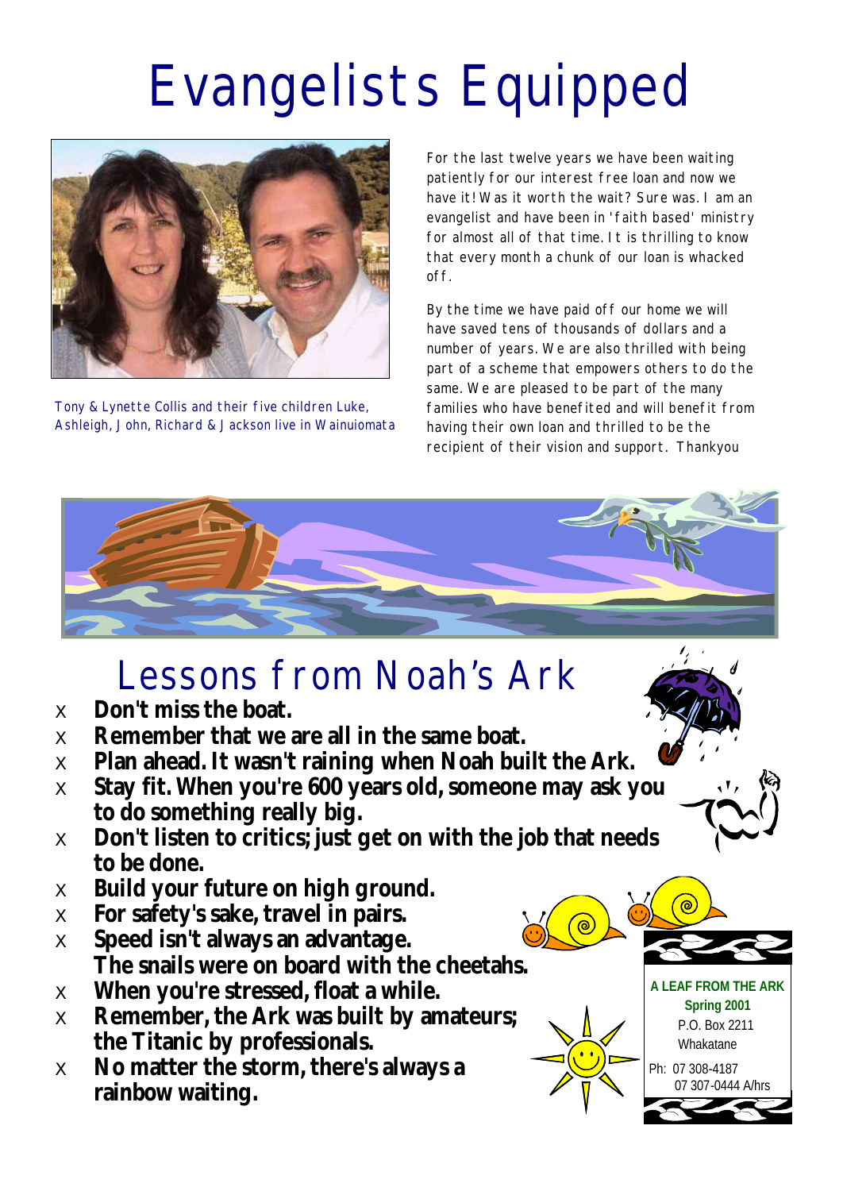# Evangelists Equipped

Tony & Lynette Collis and their five children Luke, Ashleigh, John, Richard & Jackson live in Wainuiomata

For the last twelve years we have been waiting patiently for our interest free loan and now we have it! Was it worth the wait? Sure was. I am an evangelist and have been in 'faith based' ministry for almost all of that time. It is thrilling to know that every month a chunk of our loan is whacked off.

By the time we have paid off our home we will have saved tens of thousands of dollars and a number of years. We are also thrilled with being part of a scheme that empowers others to do the same. We are pleased to be part of the many families who have benefited and will benefit from having their own loan and thrilled to be the recipient of their vision and support. Thankyou

# Lessons from Noah's Ark

- **Don't miss the boat.**
- **Remember that we are all in the same boat.**
- **Plan ahead. It wasn't raining when Noah built the Ark.**
- **Stay fit. When you're 600 years old, someone may ask you to do something really big.**
- **Don't listen to critics; just get on with the job that needs to be done.**
- **Build your future on high ground.**
- **For safety's sake, travel in pairs.**
- **Speed isn't always an advantage. The snails were on board with the cheetahs.**
- **When you're stressed, float a while.**
- **Remember, the Ark was built by amateurs; the Titanic by professionals.**
- **No matter the storm, there's always a rainbow waiting.**

**A LEAF FROM THE ARK**
**Spring 2001**
P.O. Box 2211
Whakatane
Ph: 07 308-4187
07 307-0444 A/hrs